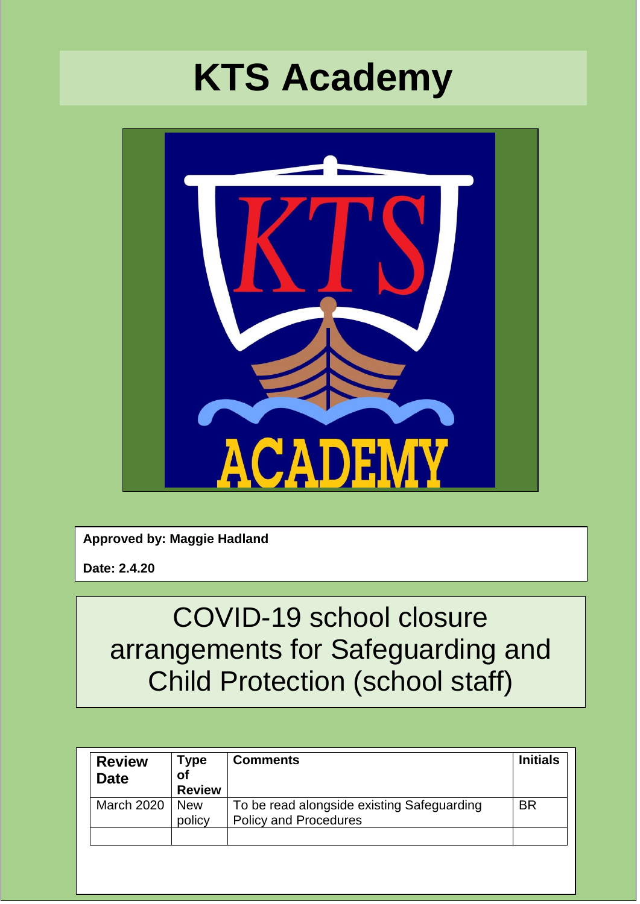# KTS Academy

**Approved by: Maggie Hadland**

**Date: 2.4.20**

## COVID-19 school closure arrangements for Safeguarding and Child Protection (school staff)

| Review Date | Type of Review | Comments | Initials |
|---|---|---|---|
| March 2020 | New policy | To be read alongside existing Safeguarding Policy and Procedures | BR |
| | | | |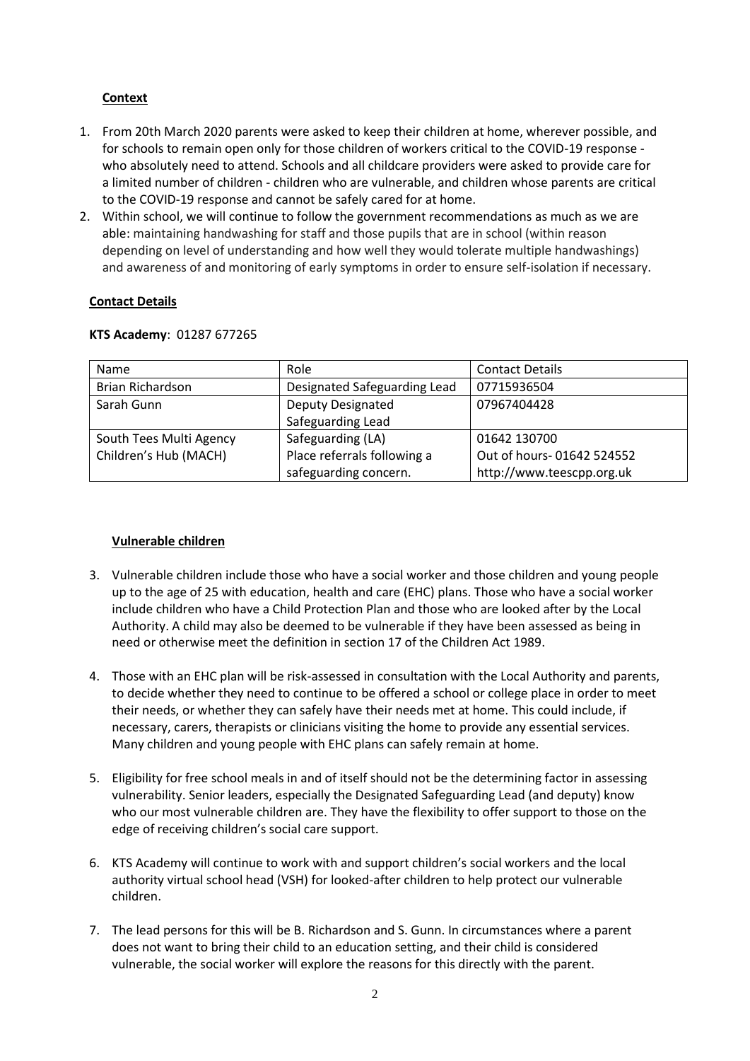**Context**

1. From 20th March 2020 parents were asked to keep their children at home, wherever possible, and for schools to remain open only for those children of workers critical to the COVID-19 response - who absolutely need to attend. Schools and all childcare providers were asked to provide care for a limited number of children - children who are vulnerable, and children whose parents are critical to the COVID-19 response and cannot be safely cared for at home.
2. Within school, we will continue to follow the government recommendations as much as we are able: maintaining handwashing for staff and those pupils that are in school (within reason depending on level of understanding and how well they would tolerate multiple handwashings) and awareness of and monitoring of early symptoms in order to ensure self-isolation if necessary.

**Contact Details**

**KTS Academy**: 01287 677265

| Name | Role | Contact Details |
|---|---|---|
| Brian Richardson | Designated Safeguarding Lead | 07715936504 |
| Sarah Gunn | Deputy Designated Safeguarding Lead | 07967404428 |
| South Tees Multi Agency Children's Hub (MACH) | Safeguarding (LA) Place referrals following a safeguarding concern. | 01642 130700 Out of hours- 01642 524552 http://www.teescpp.org.uk |

**Vulnerable children**

3. Vulnerable children include those who have a social worker and those children and young people up to the age of 25 with education, health and care (EHC) plans. Those who have a social worker include children who have a Child Protection Plan and those who are looked after by the Local Authority. A child may also be deemed to be vulnerable if they have been assessed as being in need or otherwise meet the definition in section 17 of the Children Act 1989.

4. Those with an EHC plan will be risk-assessed in consultation with the Local Authority and parents, to decide whether they need to continue to be offered a school or college place in order to meet their needs, or whether they can safely have their needs met at home. This could include, if necessary, carers, therapists or clinicians visiting the home to provide any essential services. Many children and young people with EHC plans can safely remain at home.

5. Eligibility for free school meals in and of itself should not be the determining factor in assessing vulnerability. Senior leaders, especially the Designated Safeguarding Lead (and deputy) know who our most vulnerable children are. They have the flexibility to offer support to those on the edge of receiving children's social care support.

6. KTS Academy will continue to work with and support children's social workers and the local authority virtual school head (VSH) for looked-after children to help protect our vulnerable children.

7. The lead persons for this will be B. Richardson and S. Gunn. In circumstances where a parent does not want to bring their child to an education setting, and their child is considered vulnerable, the social worker will explore the reasons for this directly with the parent.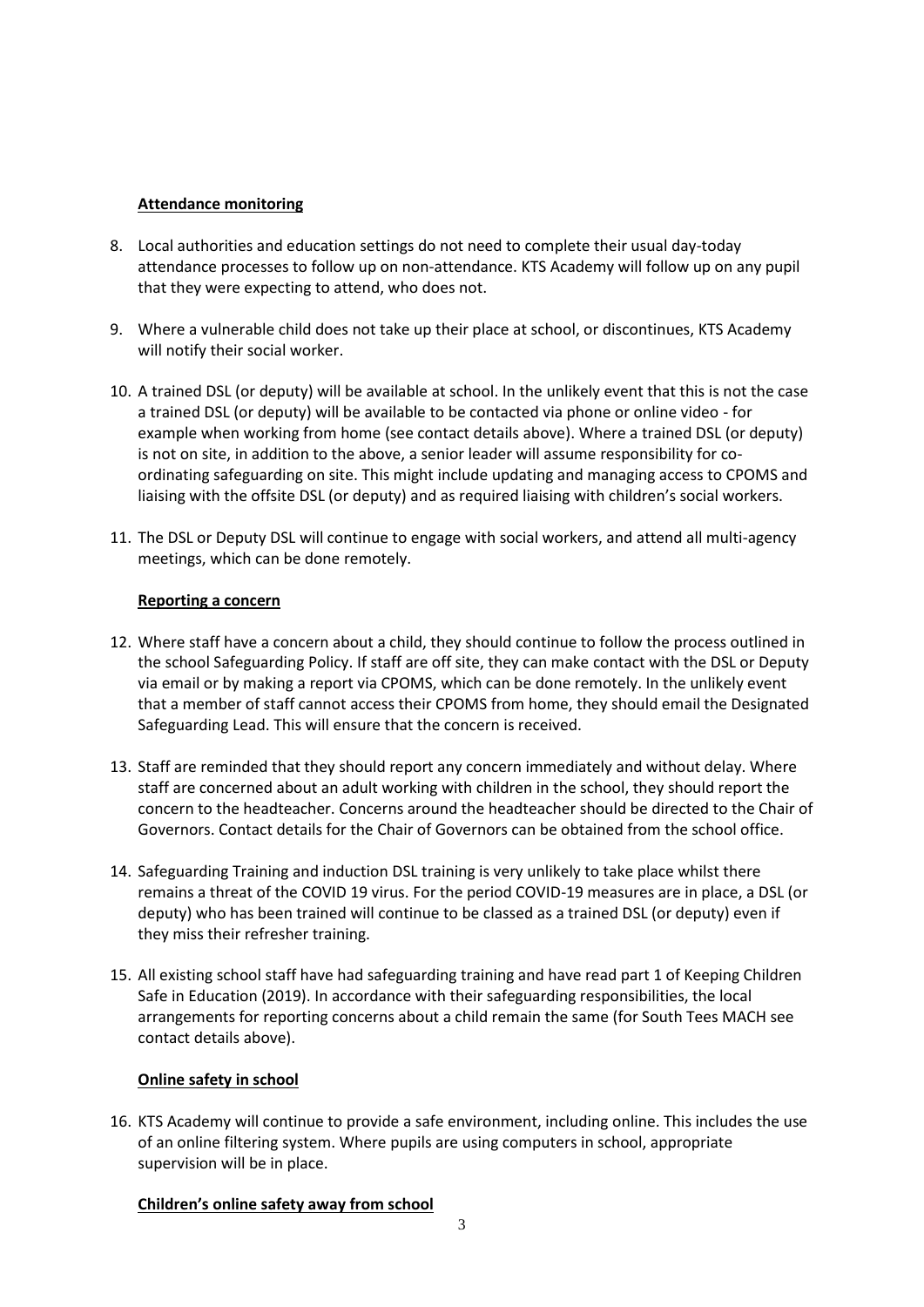**Attendance monitoring**

8. Local authorities and education settings do not need to complete their usual day-today attendance processes to follow up on non-attendance. KTS Academy will follow up on any pupil that they were expecting to attend, who does not.

9. Where a vulnerable child does not take up their place at school, or discontinues, KTS Academy will notify their social worker.

10. A trained DSL (or deputy) will be available at school. In the unlikely event that this is not the case a trained DSL (or deputy) will be available to be contacted via phone or online video - for example when working from home (see contact details above). Where a trained DSL (or deputy) is not on site, in addition to the above, a senior leader will assume responsibility for co-ordinating safeguarding on site. This might include updating and managing access to CPOMS and liaising with the offsite DSL (or deputy) and as required liaising with children's social workers.

11. The DSL or Deputy DSL will continue to engage with social workers, and attend all multi-agency meetings, which can be done remotely.

**Reporting a concern**

12. Where staff have a concern about a child, they should continue to follow the process outlined in the school Safeguarding Policy. If staff are off site, they can make contact with the DSL or Deputy via email or by making a report via CPOMS, which can be done remotely. In the unlikely event that a member of staff cannot access their CPOMS from home, they should email the Designated Safeguarding Lead. This will ensure that the concern is received.

13. Staff are reminded that they should report any concern immediately and without delay. Where staff are concerned about an adult working with children in the school, they should report the concern to the headteacher. Concerns around the headteacher should be directed to the Chair of Governors. Contact details for the Chair of Governors can be obtained from the school office.

14. Safeguarding Training and induction DSL training is very unlikely to take place whilst there remains a threat of the COVID 19 virus. For the period COVID-19 measures are in place, a DSL (or deputy) who has been trained will continue to be classed as a trained DSL (or deputy) even if they miss their refresher training.

15. All existing school staff have had safeguarding training and have read part 1 of Keeping Children Safe in Education (2019). In accordance with their safeguarding responsibilities, the local arrangements for reporting concerns about a child remain the same (for South Tees MACH see contact details above).

**Online safety in school**

16. KTS Academy will continue to provide a safe environment, including online. This includes the use of an online filtering system. Where pupils are using computers in school, appropriate supervision will be in place.

**Children's online safety away from school**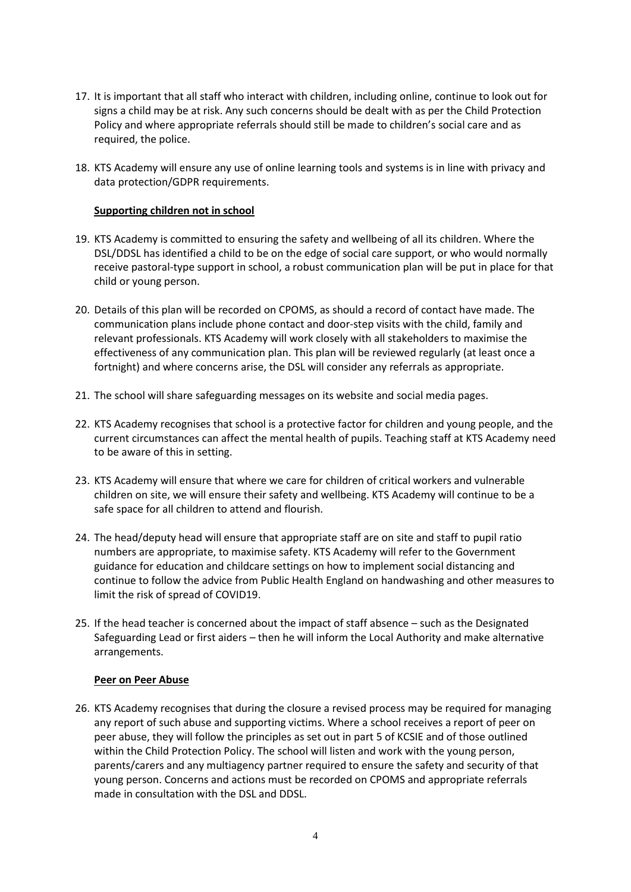17. It is important that all staff who interact with children, including online, continue to look out for signs a child may be at risk. Any such concerns should be dealt with as per the Child Protection Policy and where appropriate referrals should still be made to children's social care and as required, the police.

18. KTS Academy will ensure any use of online learning tools and systems is in line with privacy and data protection/GDPR requirements.

**Supporting children not in school**

19. KTS Academy is committed to ensuring the safety and wellbeing of all its children. Where the DSL/DDSL has identified a child to be on the edge of social care support, or who would normally receive pastoral-type support in school, a robust communication plan will be put in place for that child or young person.

20. Details of this plan will be recorded on CPOMS, as should a record of contact have made. The communication plans include phone contact and door-step visits with the child, family and relevant professionals. KTS Academy will work closely with all stakeholders to maximise the effectiveness of any communication plan. This plan will be reviewed regularly (at least once a fortnight) and where concerns arise, the DSL will consider any referrals as appropriate.

21. The school will share safeguarding messages on its website and social media pages.

22. KTS Academy recognises that school is a protective factor for children and young people, and the current circumstances can affect the mental health of pupils. Teaching staff at KTS Academy need to be aware of this in setting.

23. KTS Academy will ensure that where we care for children of critical workers and vulnerable children on site, we will ensure their safety and wellbeing. KTS Academy will continue to be a safe space for all children to attend and flourish.

24. The head/deputy head will ensure that appropriate staff are on site and staff to pupil ratio numbers are appropriate, to maximise safety. KTS Academy will refer to the Government guidance for education and childcare settings on how to implement social distancing and continue to follow the advice from Public Health England on handwashing and other measures to limit the risk of spread of COVID19.

25. If the head teacher is concerned about the impact of staff absence – such as the Designated Safeguarding Lead or first aiders – then he will inform the Local Authority and make alternative arrangements.

**Peer on Peer Abuse**

26. KTS Academy recognises that during the closure a revised process may be required for managing any report of such abuse and supporting victims. Where a school receives a report of peer on peer abuse, they will follow the principles as set out in part 5 of KCSIE and of those outlined within the Child Protection Policy. The school will listen and work with the young person, parents/carers and any multiagency partner required to ensure the safety and security of that young person. Concerns and actions must be recorded on CPOMS and appropriate referrals made in consultation with the DSL and DDSL.